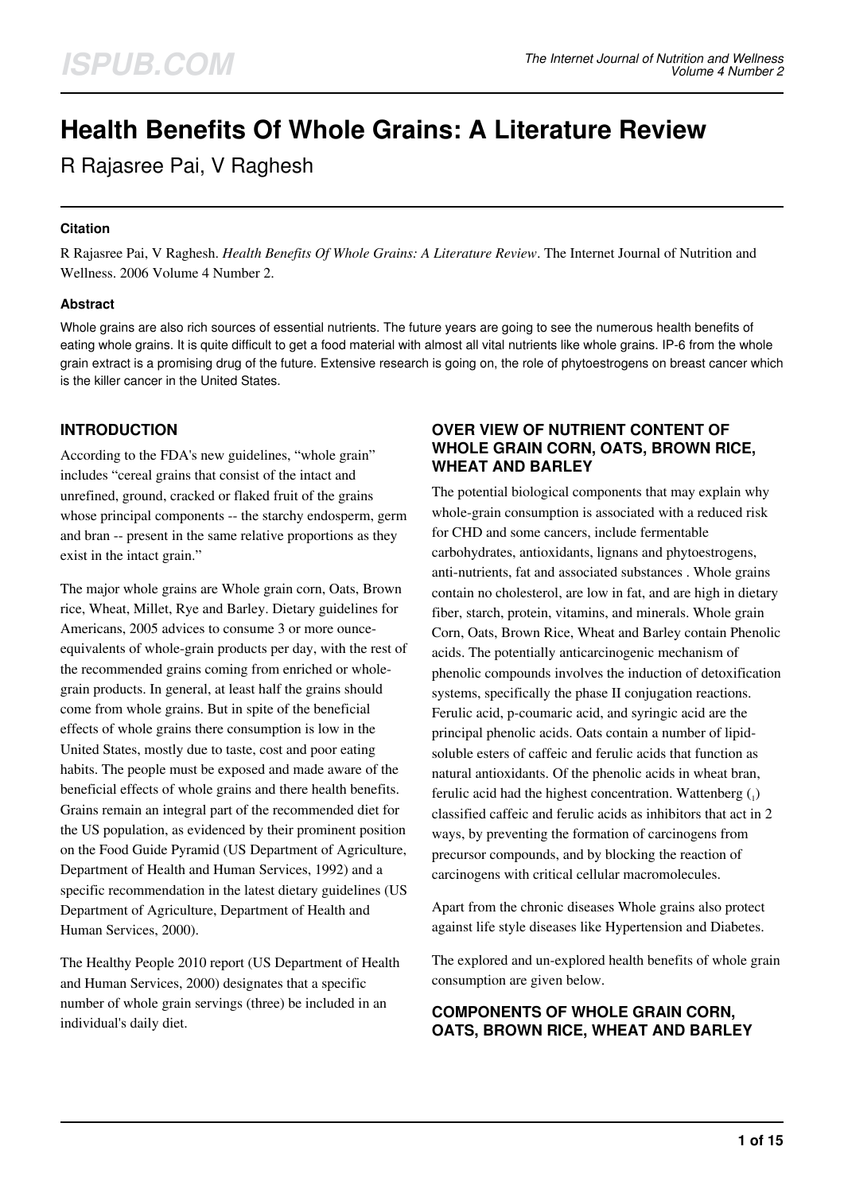# Health Benefits Of Whole Grains: A Literature Review

R Rajasree Pai, V Raghesh

### Citation

R Rajasree Pai, V Raghesh. *Health Benefits Of Whole Grains: A Literature Review*. The Internet Journal of Nutrition and Wellness. 2006 Volume 4 Number 2.

### Abstract

Whole grains are also rich sources of essential nutrients. The future years are going to see the numerous health benefits of eating whole grains. It is quite difficult to get a food material with almost all vital nutrients like whole grains. IP-6 from the whole grain extract is a promising drug of the future. Extensive research is going on, the role of phytoestrogens on breast cancer which is the killer cancer in the United States.

## INTRODUCTION

According to the FDA's new guidelines, "whole grain" includes "cereal grains that consist of the intact and unrefined, ground, cracked or flaked fruit of the grains whose principal components -- the starchy endosperm, germ and bran -- present in the same relative proportions as they exist in the intact grain."

The major whole grains are Whole grain corn, Oats, Brown rice, Wheat, Millet, Rye and Barley. Dietary guidelines for Americans, 2005 advices to consume 3 or more ounce-equivalents of whole-grain products per day, with the rest of the recommended grains coming from enriched or whole-grain products. In general, at least half the grains should come from whole grains. But in spite of the beneficial effects of whole grains there consumption is low in the United States, mostly due to taste, cost and poor eating habits. The people must be exposed and made aware of the beneficial effects of whole grains and there health benefits. Grains remain an integral part of the recommended diet for the US population, as evidenced by their prominent position on the Food Guide Pyramid (US Department of Agriculture, Department of Health and Human Services, 1992) and a specific recommendation in the latest dietary guidelines (US Department of Agriculture, Department of Health and Human Services, 2000).

The Healthy People 2010 report (US Department of Health and Human Services, 2000) designates that a specific number of whole grain servings (three) be included in an individual's daily diet.

## OVER VIEW OF NUTRIENT CONTENT OF WHOLE GRAIN CORN, OATS, BROWN RICE, WHEAT AND BARLEY

The potential biological components that may explain why whole-grain consumption is associated with a reduced risk for CHD and some cancers, include fermentable carbohydrates, antioxidants, lignans and phytoestrogens, anti-nutrients, fat and associated substances . Whole grains contain no cholesterol, are low in fat, and are high in dietary fiber, starch, protein, vitamins, and minerals. Whole grain Corn, Oats, Brown Rice, Wheat and Barley contain Phenolic acids. The potentially anticarcinogenic mechanism of phenolic compounds involves the induction of detoxification systems, specifically the phase II conjugation reactions. Ferulic acid, p-coumaric acid, and syringic acid are the principal phenolic acids. Oats contain a number of lipid-soluble esters of caffeic and ferulic acids that function as natural antioxidants. Of the phenolic acids in wheat bran, ferulic acid had the highest concentration. Wattenberg (1) classified caffeic and ferulic acids as inhibitors that act in 2 ways, by preventing the formation of carcinogens from precursor compounds, and by blocking the reaction of carcinogens with critical cellular macromolecules.

Apart from the chronic diseases Whole grains also protect against life style diseases like Hypertension and Diabetes.

The explored and un-explored health benefits of whole grain consumption are given below.

## COMPONENTS OF WHOLE GRAIN CORN, OATS, BROWN RICE, WHEAT AND BARLEY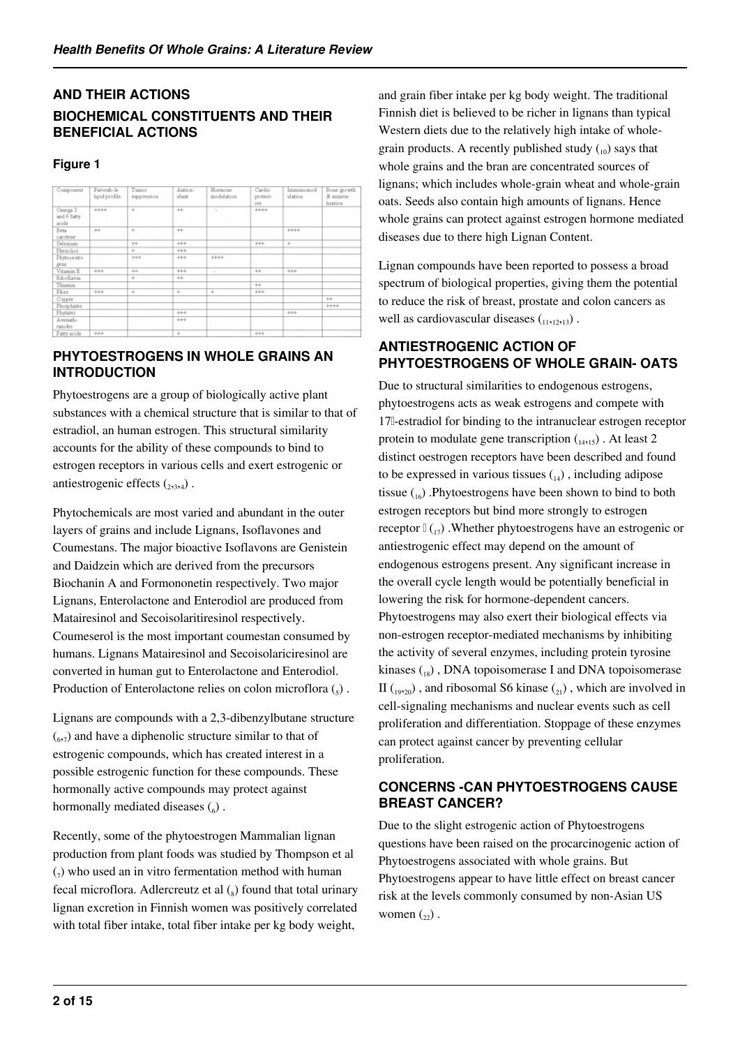## AND THEIR ACTIONS

## BIOCHEMICAL CONSTITUENTS AND THEIR BENEFICIAL ACTIONS

### Figure 1

| Component | Favorable lipid profile | Tumor suppression | Antioxidant | Hormone modulation | Cardio protective | Immunomodulation | Bone growth & mineralisation |
|---|---|---|---|---|---|---|---|
| Omega 3 and 6 fatty acids | ++++ | + | ++ | - | ++++ | | |
| Beta carotene | ++ | + | ++ | | | ++++ | |
| Selenium | | ++ | +++ | | +++ | + | |
| Phenolics | | + | +++ | | | | |
| Phytoestrogens | | +++ | +++ | ++++ | | | |
| Vitamin E | +++ | ++ | +++ | - | ++ | +++ | |
| Riboflavin | | + | ++ | | | | |
| Thiamin | | | | | ++ | | |
| Fiber | +++ | + | + | + | +++ | | |
| Copper | | | | | | | ++ |
| Phosphates | | | | | | | ++++ |
| Phytates | | | +++ | | | +++ | |
| Avenanthramides | | | +++ | | | | |
| Fatty acids | +++ | | + | | +++ | | |

## PHYTOESTROGENS IN WHOLE GRAINS AN INTRODUCTION

Phytoestrogens are a group of biologically active plant substances with a chemical structure that is similar to that of estradiol, an human estrogen. This structural similarity accounts for the ability of these compounds to bind to estrogen receptors in various cells and exert estrogenic or antiestrogenic effects [2,3,4].

Phytochemicals are most varied and abundant in the outer layers of grains and include Lignans, Isoflavones and Coumestans. The major bioactive Isoflavons are Genistein and Daidzein which are derived from the precursors Biochanin A and Formononetin respectively. Two major Lignans, Enterolactone and Enterodiol are produced from Matairesinol and Secoisolaritiresinol respectively. Coumeserol is the most important coumestan consumed by humans. Lignans Matairesinol and Secoisolariciresinol are converted in human gut to Enterolactone and Enterodiol. Production of Enterolactone relies on colon microflora [5].

Lignans are compounds with a 2,3-dibenzylbutane structure [6,7] and have a diphenolic structure similar to that of estrogenic compounds, which has created interest in a possible estrogenic function for these compounds. These hormonally active compounds may protect against hormonally mediated diseases [6].

Recently, some of the phytoestrogen Mammalian lignan production from plant foods was studied by Thompson et al [7] who used an in vitro fermentation method with human fecal microflora. Adlercreutz et al [8] found that total urinary lignan excretion in Finnish women was positively correlated with total fiber intake, total fiber intake per kg body weight, and grain fiber intake per kg body weight. The traditional Finnish diet is believed to be richer in lignans than typical Western diets due to the relatively high intake of whole-grain products. A recently published study [10] says that whole grains and the bran are concentrated sources of lignans; which includes whole-grain wheat and whole-grain oats. Seeds also contain high amounts of lignans. Hence whole grains can protect against estrogen hormone mediated diseases due to there high Lignan Content.

Lignan compounds have been reported to possess a broad spectrum of biological properties, giving them the potential to reduce the risk of breast, prostate and colon cancers as well as cardiovascular diseases [11,12,13].

## ANTIESTROGENIC ACTION OF PHYTOESTROGENS OF WHOLE GRAIN- OATS

Due to structural similarities to endogenous estrogens, phytoestrogens acts as weak estrogens and compete with 17β-estradiol for binding to the intranuclear estrogen receptor protein to modulate gene transcription [14,15]. At least 2 distinct oestrogen receptors have been described and found to be expressed in various tissues [14], including adipose tissue [16]. Phytoestrogens have been shown to bind to both estrogen receptors but bind more strongly to estrogen receptor β [17]. Whether phytoestrogens have an estrogenic or antiestrogenic effect may depend on the amount of endogenous estrogens present. Any significant increase in the overall cycle length would be potentially beneficial in lowering the risk for hormone-dependent cancers. Phytoestrogens may also exert their biological effects via non-estrogen receptor-mediated mechanisms by inhibiting the activity of several enzymes, including protein tyrosine kinases [18], DNA topoisomerase I and DNA topoisomerase II [19,20], and ribosomal S6 kinase [21], which are involved in cell-signaling mechanisms and nuclear events such as cell proliferation and differentiation. Stoppage of these enzymes can protect against cancer by preventing cellular proliferation.

## CONCERNS -CAN PHYTOESTROGENS CAUSE BREAST CANCER?

Due to the slight estrogenic action of Phytoestrogens questions have been raised on the procarcinogenic action of Phytoestrogens associated with whole grains. But Phytoestrogens appear to have little effect on breast cancer risk at the levels commonly consumed by non-Asian US women [22].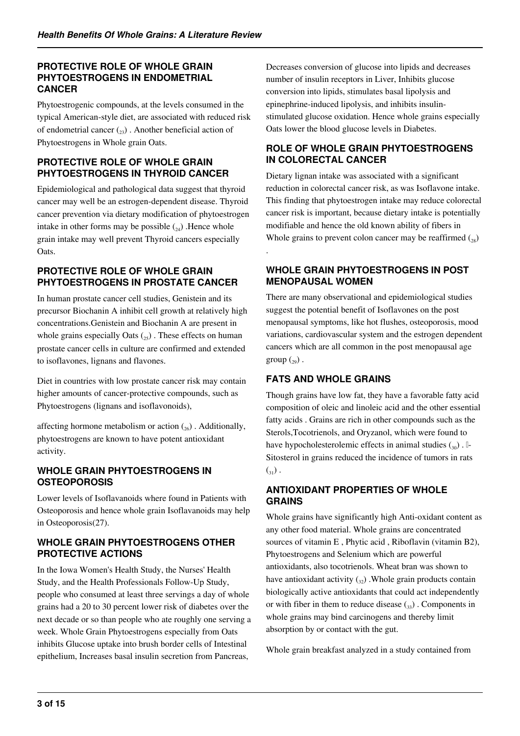## PROTECTIVE ROLE OF WHOLE GRAIN PHYTOESTROGENS IN ENDOMETRIAL CANCER

Phytoestrogenic compounds, at the levels consumed in the typical American-style diet, are associated with reduced risk of endometrial cancer (23) . Another beneficial action of Phytoestrogens in Whole grain Oats.

## PROTECTIVE ROLE OF WHOLE GRAIN PHYTOESTROGENS IN THYROID CANCER

Epidemiological and pathological data suggest that thyroid cancer may well be an estrogen-dependent disease. Thyroid cancer prevention via dietary modification of phytoestrogen intake in other forms may be possible (24) .Hence whole grain intake may well prevent Thyroid cancers especially Oats.

## PROTECTIVE ROLE OF WHOLE GRAIN PHYTOESTROGENS IN PROSTATE CANCER

In human prostate cancer cell studies, Genistein and its precursor Biochanin A inhibit cell growth at relatively high concentrations.Genistein and Biochanin A are present in whole grains especially Oats (25) . These effects on human prostate cancer cells in culture are confirmed and extended to isoflavones, lignans and flavones.

Diet in countries with low prostate cancer risk may contain higher amounts of cancer-protective compounds, such as Phytoestrogens (lignans and isoflavonoids),

affecting hormone metabolism or action (26) . Additionally, phytoestrogens are known to have potent antioxidant activity.

## WHOLE GRAIN PHYTOESTROGENS IN OSTEOPOROSIS

Lower levels of Isoflavanoids where found in Patients with Osteoporosis and hence whole grain Isoflavanoids may help in Osteoporosis(27).

## WHOLE GRAIN PHYTOESTROGENS OTHER PROTECTIVE ACTIONS

In the Iowa Women's Health Study, the Nurses' Health Study, and the Health Professionals Follow-Up Study, people who consumed at least three servings a day of whole grains had a 20 to 30 percent lower risk of diabetes over the next decade or so than people who ate roughly one serving a week. Whole Grain Phytoestrogens especially from Oats inhibits Glucose uptake into brush border cells of Intestinal epithelium, Increases basal insulin secretion from Pancreas, Decreases conversion of glucose into lipids and decreases number of insulin receptors in Liver, Inhibits glucose conversion into lipids, stimulates basal lipolysis and epinephrine-induced lipolysis, and inhibits insulin-stimulated glucose oxidation. Hence whole grains especially Oats lower the blood glucose levels in Diabetes.

## ROLE OF WHOLE GRAIN PHYTOESTROGENS IN COLORECTAL CANCER

Dietary lignan intake was associated with a significant reduction in colorectal cancer risk, as was Isoflavone intake. This finding that phytoestrogen intake may reduce colorectal cancer risk is important, because dietary intake is potentially modifiable and hence the old known ability of fibers in Whole grains to prevent colon cancer may be reaffirmed (28) .

## WHOLE GRAIN PHYTOESTROGENS IN POST MENOPAUSAL WOMEN

There are many observational and epidemiological studies suggest the potential benefit of Isoflavones on the post menopausal symptoms, like hot flushes, osteoporosis, mood variations, cardiovascular system and the estrogen dependent cancers which are all common in the post menopausal age group (29) .

## FATS AND WHOLE GRAINS

Though grains have low fat, they have a favorable fatty acid composition of oleic and linoleic acid and the other essential fatty acids . Grains are rich in other compounds such as the Sterols,Tocotrienols, and Oryzanol, which were found to have hypocholesterolemic effects in animal studies (30) . -Sitosterol in grains reduced the incidence of tumors in rats (31) .

## ANTIOXIDANT PROPERTIES OF WHOLE GRAINS

Whole grains have significantly high Anti-oxidant content as any other food material. Whole grains are concentrated sources of vitamin E , Phytic acid , Riboflavin (vitamin B2), Phytoestrogens and Selenium which are powerful antioxidants, also tocotrienols. Wheat bran was shown to have antioxidant activity (32) .Whole grain products contain biologically active antioxidants that could act independently or with fiber in them to reduce disease (33) . Components in whole grains may bind carcinogens and thereby limit absorption by or contact with the gut.

Whole grain breakfast analyzed in a study contained from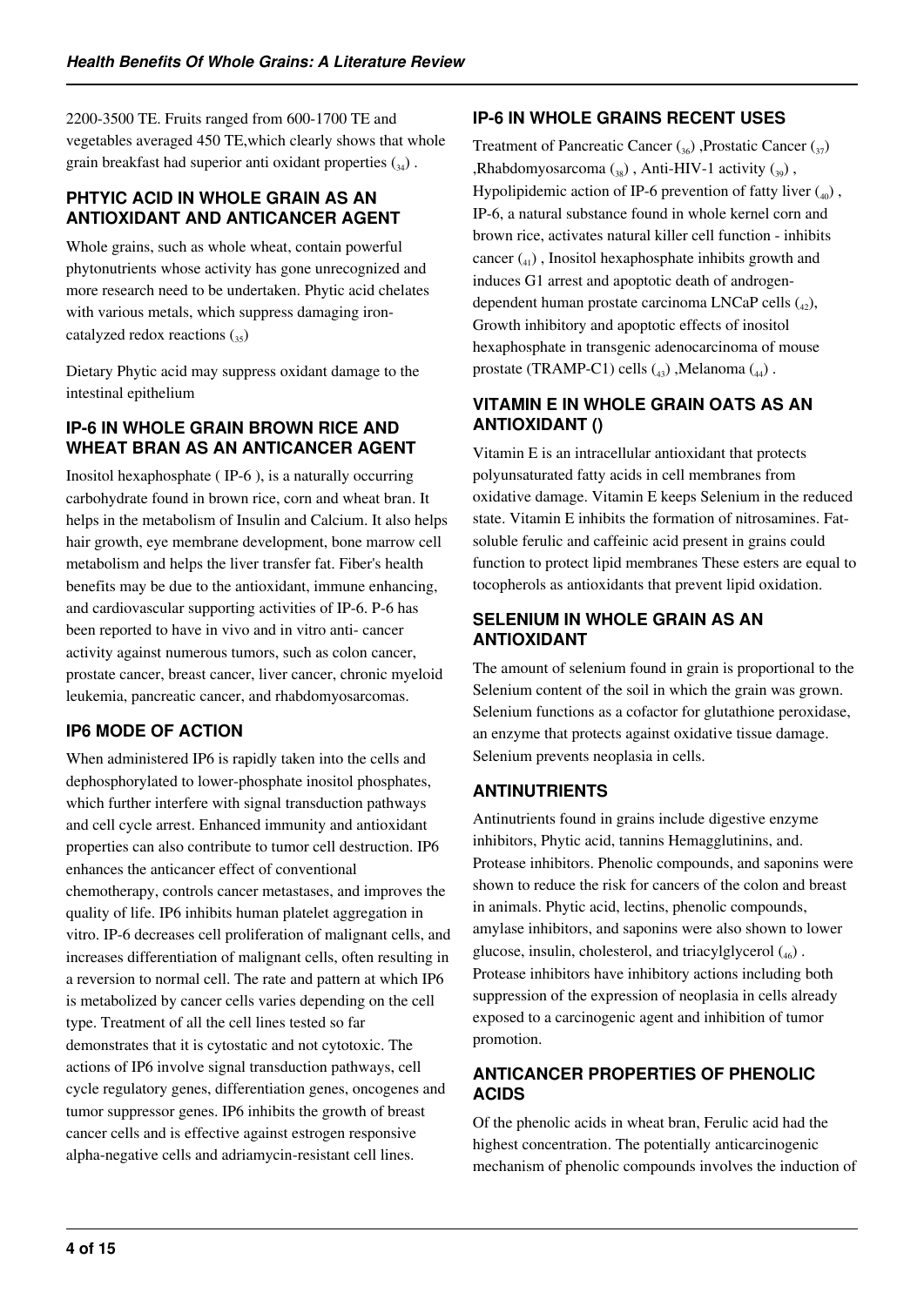2200-3500 TE. Fruits ranged from 600-1700 TE and vegetables averaged 450 TE,which clearly shows that whole grain breakfast had superior anti oxidant properties (34) .

## PHTYIC ACID IN WHOLE GRAIN AS AN ANTIOXIDANT AND ANTICANCER AGENT

Whole grains, such as whole wheat, contain powerful phytonutrients whose activity has gone unrecognized and more research need to be undertaken. Phytic acid chelates with various metals, which suppress damaging iron-catalyzed redox reactions (35)

Dietary Phytic acid may suppress oxidant damage to the intestinal epithelium

## IP-6 IN WHOLE GRAIN BROWN RICE AND WHEAT BRAN AS AN ANTICANCER AGENT

Inositol hexaphosphate ( IP-6 ), is a naturally occurring carbohydrate found in brown rice, corn and wheat bran. It helps in the metabolism of Insulin and Calcium. It also helps hair growth, eye membrane development, bone marrow cell metabolism and helps the liver transfer fat. Fiber's health benefits may be due to the antioxidant, immune enhancing, and cardiovascular supporting activities of IP-6. P-6 has been reported to have in vivo and in vitro anti- cancer activity against numerous tumors, such as colon cancer, prostate cancer, breast cancer, liver cancer, chronic myeloid leukemia, pancreatic cancer, and rhabdomyosarcomas.

## IP6 MODE OF ACTION

When administered IP6 is rapidly taken into the cells and dephosphorylated to lower-phosphate inositol phosphates, which further interfere with signal transduction pathways and cell cycle arrest. Enhanced immunity and antioxidant properties can also contribute to tumor cell destruction. IP6 enhances the anticancer effect of conventional chemotherapy, controls cancer metastases, and improves the quality of life. IP6 inhibits human platelet aggregation in vitro. IP-6 decreases cell proliferation of malignant cells, and increases differentiation of malignant cells, often resulting in a reversion to normal cell. The rate and pattern at which IP6 is metabolized by cancer cells varies depending on the cell type. Treatment of all the cell lines tested so far demonstrates that it is cytostatic and not cytotoxic. The actions of IP6 involve signal transduction pathways, cell cycle regulatory genes, differentiation genes, oncogenes and tumor suppressor genes. IP6 inhibits the growth of breast cancer cells and is effective against estrogen responsive alpha-negative cells and adriamycin-resistant cell lines.

## IP-6 IN WHOLE GRAINS RECENT USES

Treatment of Pancreatic Cancer (36) ,Prostatic Cancer (37) ,Rhabdomyosarcoma (38) , Anti-HIV-1 activity (39) , Hypolipidemic action of IP-6 prevention of fatty liver (40) , IP-6, a natural substance found in whole kernel corn and brown rice, activates natural killer cell function - inhibits cancer (41) , Inositol hexaphosphate inhibits growth and induces G1 arrest and apoptotic death of androgen-dependent human prostate carcinoma LNCaP cells (42), Growth inhibitory and apoptotic effects of inositol hexaphosphate in transgenic adenocarcinoma of mouse prostate (TRAMP-C1) cells (43) ,Melanoma (44) .

## VITAMIN E IN WHOLE GRAIN OATS AS AN ANTIOXIDANT ()

Vitamin E is an intracellular antioxidant that protects polyunsaturated fatty acids in cell membranes from oxidative damage. Vitamin E keeps Selenium in the reduced state. Vitamin E inhibits the formation of nitrosamines. Fat-soluble ferulic and caffeinic acid present in grains could function to protect lipid membranes These esters are equal to tocopherols as antioxidants that prevent lipid oxidation.

## SELENIUM IN WHOLE GRAIN AS AN ANTIOXIDANT

The amount of selenium found in grain is proportional to the Selenium content of the soil in which the grain was grown. Selenium functions as a cofactor for glutathione peroxidase, an enzyme that protects against oxidative tissue damage. Selenium prevents neoplasia in cells.

## ANTINUTRIENTS

Antinutrients found in grains include digestive enzyme inhibitors, Phytic acid, tannins Hemagglutinins, and. Protease inhibitors. Phenolic compounds, and saponins were shown to reduce the risk for cancers of the colon and breast in animals. Phytic acid, lectins, phenolic compounds, amylase inhibitors, and saponins were also shown to lower glucose, insulin, cholesterol, and triacylglycerol (46) . Protease inhibitors have inhibitory actions including both suppression of the expression of neoplasia in cells already exposed to a carcinogenic agent and inhibition of tumor promotion.

## ANTICANCER PROPERTIES OF PHENOLIC ACIDS

Of the phenolic acids in wheat bran, Ferulic acid had the highest concentration. The potentially anticarcinogenic mechanism of phenolic compounds involves the induction of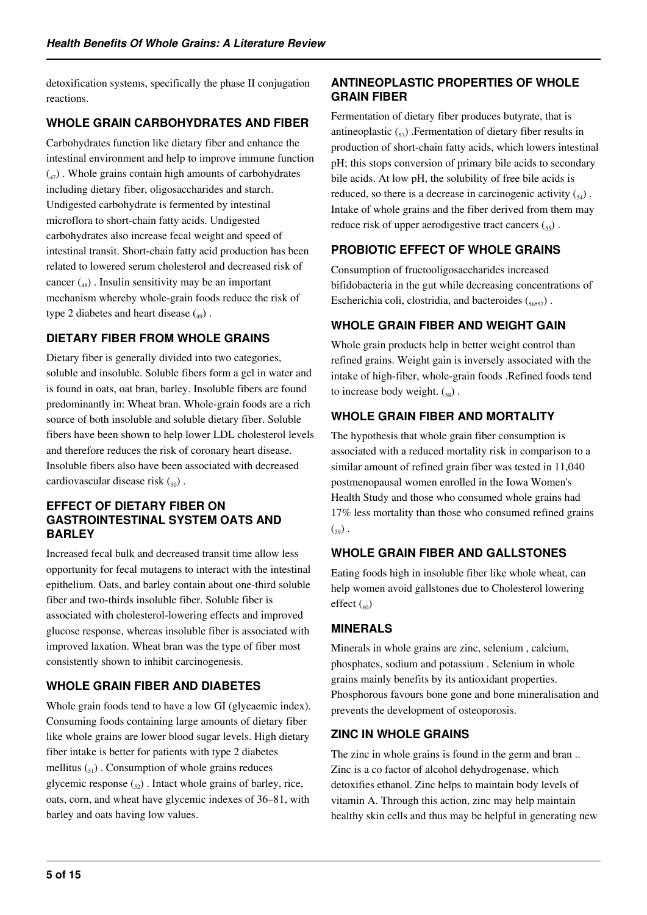detoxification systems, specifically the phase II conjugation reactions.

## WHOLE GRAIN CARBOHYDRATES AND FIBER

Carbohydrates function like dietary fiber and enhance the intestinal environment and help to improve immune function (47) . Whole grains contain high amounts of carbohydrates including dietary fiber, oligosaccharides and starch. Undigested carbohydrate is fermented by intestinal microflora to short-chain fatty acids. Undigested carbohydrates also increase fecal weight and speed of intestinal transit. Short-chain fatty acid production has been related to lowered serum cholesterol and decreased risk of cancer (48) . Insulin sensitivity may be an important mechanism whereby whole-grain foods reduce the risk of type 2 diabetes and heart disease (49) .

## DIETARY FIBER FROM WHOLE GRAINS

Dietary fiber is generally divided into two categories, soluble and insoluble. Soluble fibers form a gel in water and is found in oats, oat bran, barley. Insoluble fibers are found predominantly in: Wheat bran. Whole-grain foods are a rich source of both insoluble and soluble dietary fiber. Soluble fibers have been shown to help lower LDL cholesterol levels and therefore reduces the risk of coronary heart disease. Insoluble fibers also have been associated with decreased cardiovascular disease risk (50) .

## EFFECT OF DIETARY FIBER ON GASTROINTESTINAL SYSTEM OATS AND BARLEY

Increased fecal bulk and decreased transit time allow less opportunity for fecal mutagens to interact with the intestinal epithelium. Oats, and barley contain about one-third soluble fiber and two-thirds insoluble fiber. Soluble fiber is associated with cholesterol-lowering effects and improved glucose response, whereas insoluble fiber is associated with improved laxation. Wheat bran was the type of fiber most consistently shown to inhibit carcinogenesis.

## WHOLE GRAIN FIBER AND DIABETES

Whole grain foods tend to have a low GI (glycaemic index). Consuming foods containing large amounts of dietary fiber like whole grains are lower blood sugar levels. High dietary fiber intake is better for patients with type 2 diabetes mellitus (51) . Consumption of whole grains reduces glycemic response (52) . Intact whole grains of barley, rice, oats, corn, and wheat have glycemic indexes of 36–81, with barley and oats having low values.

## ANTINEOPLASTIC PROPERTIES OF WHOLE GRAIN FIBER

Fermentation of dietary fiber produces butyrate, that is antineoplastic (53) .Fermentation of dietary fiber results in production of short-chain fatty acids, which lowers intestinal pH; this stops conversion of primary bile acids to secondary bile acids. At low pH, the solubility of free bile acids is reduced, so there is a decrease in carcinogenic activity (54) . Intake of whole grains and the fiber derived from them may reduce risk of upper aerodigestive tract cancers (55) .

## PROBIOTIC EFFECT OF WHOLE GRAINS

Consumption of fructooligosaccharides increased bifidobacteria in the gut while decreasing concentrations of Escherichia coli, clostridia, and bacteroides (56,57) .

## WHOLE GRAIN FIBER AND WEIGHT GAIN

Whole grain products help in better weight control than refined grains. Weight gain is inversely associated with the intake of high-fiber, whole-grain foods .Refined foods tend to increase body weight. (58) .

## WHOLE GRAIN FIBER AND MORTALITY

The hypothesis that whole grain fiber consumption is associated with a reduced mortality risk in comparison to a similar amount of refined grain fiber was tested in 11,040 postmenopausal women enrolled in the Iowa Women's Health Study and those who consumed whole grains had 17% less mortality than those who consumed refined grains (59) .

## WHOLE GRAIN FIBER AND GALLSTONES

Eating foods high in insoluble fiber like whole wheat, can help women avoid gallstones due to Cholesterol lowering effect (60)

## MINERALS

Minerals in whole grains are zinc, selenium , calcium, phosphates, sodium and potassium . Selenium in whole grains mainly benefits by its antioxidant properties. Phosphorous favours bone gone and bone mineralisation and prevents the development of osteoporosis.

## ZINC IN WHOLE GRAINS

The zinc in whole grains is found in the germ and bran .. Zinc is a co factor of alcohol dehydrogenase, which detoxifies ethanol. Zinc helps to maintain body levels of vitamin A. Through this action, zinc may help maintain healthy skin cells and thus may be helpful in generating new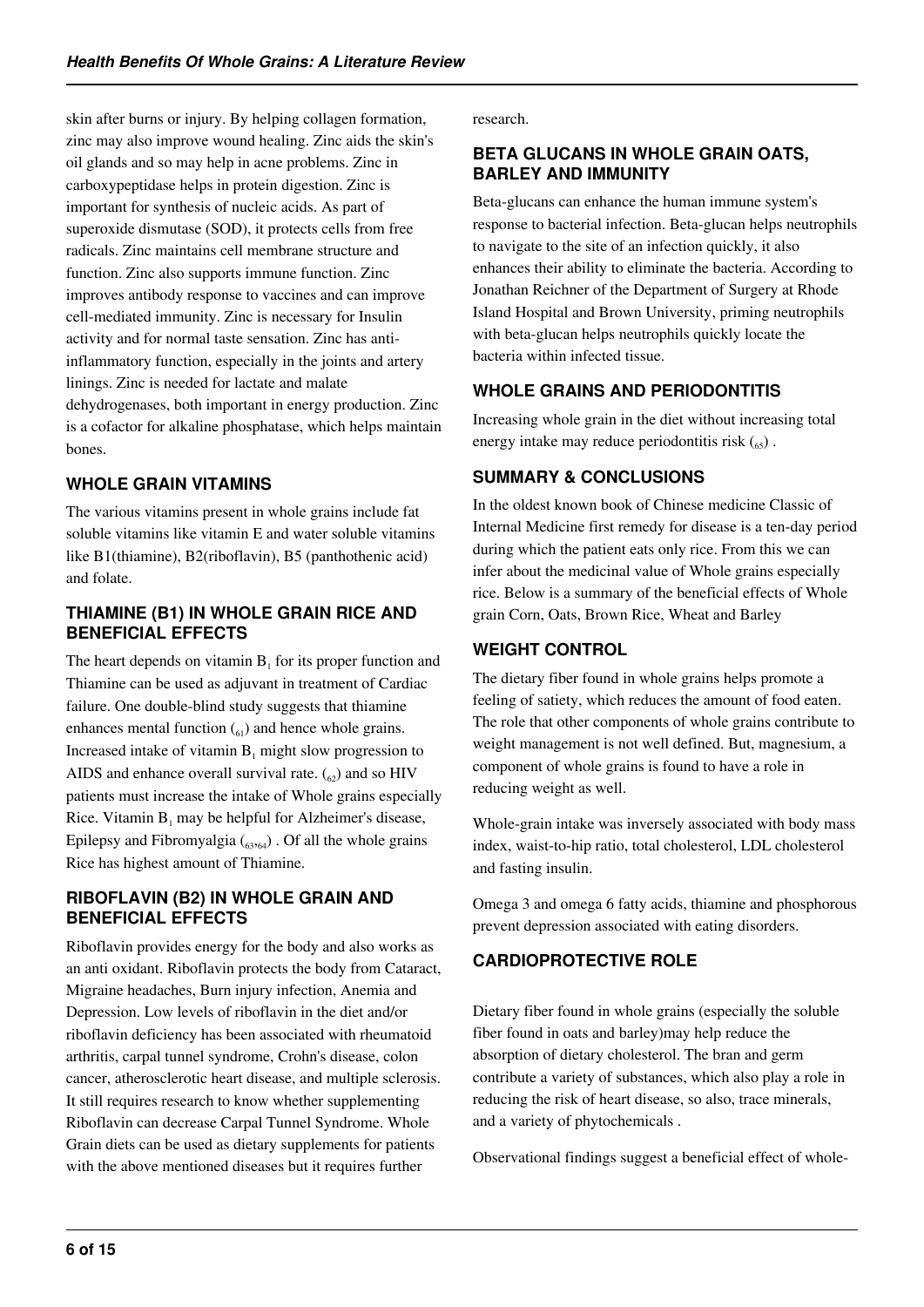skin after burns or injury. By helping collagen formation, zinc may also improve wound healing. Zinc aids the skin's oil glands and so may help in acne problems. Zinc in carboxypeptidase helps in protein digestion. Zinc is important for synthesis of nucleic acids. As part of superoxide dismutase (SOD), it protects cells from free radicals. Zinc maintains cell membrane structure and function. Zinc also supports immune function. Zinc improves antibody response to vaccines and can improve cell-mediated immunity. Zinc is necessary for Insulin activity and for normal taste sensation. Zinc has anti-inflammatory function, especially in the joints and artery linings. Zinc is needed for lactate and malate dehydrogenases, both important in energy production. Zinc is a cofactor for alkaline phosphatase, which helps maintain bones.

## WHOLE GRAIN VITAMINS

The various vitamins present in whole grains include fat soluble vitamins like vitamin E and water soluble vitamins like B1(thiamine), B2(riboflavin), B5 (panthothenic acid) and folate.

## THIAMINE (B1) IN WHOLE GRAIN RICE AND BENEFICIAL EFFECTS

The heart depends on vitamin $B_1$ for its proper function and Thiamine can be used as adjuvant in treatment of Cardiac failure. One double-blind study suggests that thiamine enhances mental function ([61]) and hence whole grains. Increased intake of vitamin $B_1$ might slow progression to AIDS and enhance overall survival rate. ([62]) and so HIV patients must increase the intake of Whole grains especially Rice. Vitamin $B_1$ may be helpful for Alzheimer's disease, Epilepsy and Fibromyalgia ([63,64]) . Of all the whole grains Rice has highest amount of Thiamine.

## RIBOFLAVIN (B2) IN WHOLE GRAIN AND BENEFICIAL EFFECTS

Riboflavin provides energy for the body and also works as an anti oxidant. Riboflavin protects the body from Cataract, Migraine headaches, Burn injury infection, Anemia and Depression. Low levels of riboflavin in the diet and/or riboflavin deficiency has been associated with rheumatoid arthritis, carpal tunnel syndrome, Crohn's disease, colon cancer, atherosclerotic heart disease, and multiple sclerosis. It still requires research to know whether supplementing Riboflavin can decrease Carpal Tunnel Syndrome. Whole Grain diets can be used as dietary supplements for patients with the above mentioned diseases but it requires further research.

## BETA GLUCANS IN WHOLE GRAIN OATS, BARLEY AND IMMUNITY

Beta-glucans can enhance the human immune system's response to bacterial infection. Beta-glucan helps neutrophils to navigate to the site of an infection quickly, it also enhances their ability to eliminate the bacteria. According to Jonathan Reichner of the Department of Surgery at Rhode Island Hospital and Brown University, priming neutrophils with beta-glucan helps neutrophils quickly locate the bacteria within infected tissue.

## WHOLE GRAINS AND PERIODONTITIS

Increasing whole grain in the diet without increasing total energy intake may reduce periodontitis risk ([65]) .

## SUMMARY & CONCLUSIONS

In the oldest known book of Chinese medicine Classic of Internal Medicine first remedy for disease is a ten-day period during which the patient eats only rice. From this we can infer about the medicinal value of Whole grains especially rice. Below is a summary of the beneficial effects of Whole grain Corn, Oats, Brown Rice, Wheat and Barley

## WEIGHT CONTROL

The dietary fiber found in whole grains helps promote a feeling of satiety, which reduces the amount of food eaten. The role that other components of whole grains contribute to weight management is not well defined. But, magnesium, a component of whole grains is found to have a role in reducing weight as well.

Whole-grain intake was inversely associated with body mass index, waist-to-hip ratio, total cholesterol, LDL cholesterol and fasting insulin.

Omega 3 and omega 6 fatty acids, thiamine and phosphorous prevent depression associated with eating disorders.

## CARDIOPROTECTIVE ROLE

Dietary fiber found in whole grains (especially the soluble fiber found in oats and barley)may help reduce the absorption of dietary cholesterol. The bran and germ contribute a variety of substances, which also play a role in reducing the risk of heart disease, so also, trace minerals, and a variety of phytochemicals .

Observational findings suggest a beneficial effect of whole-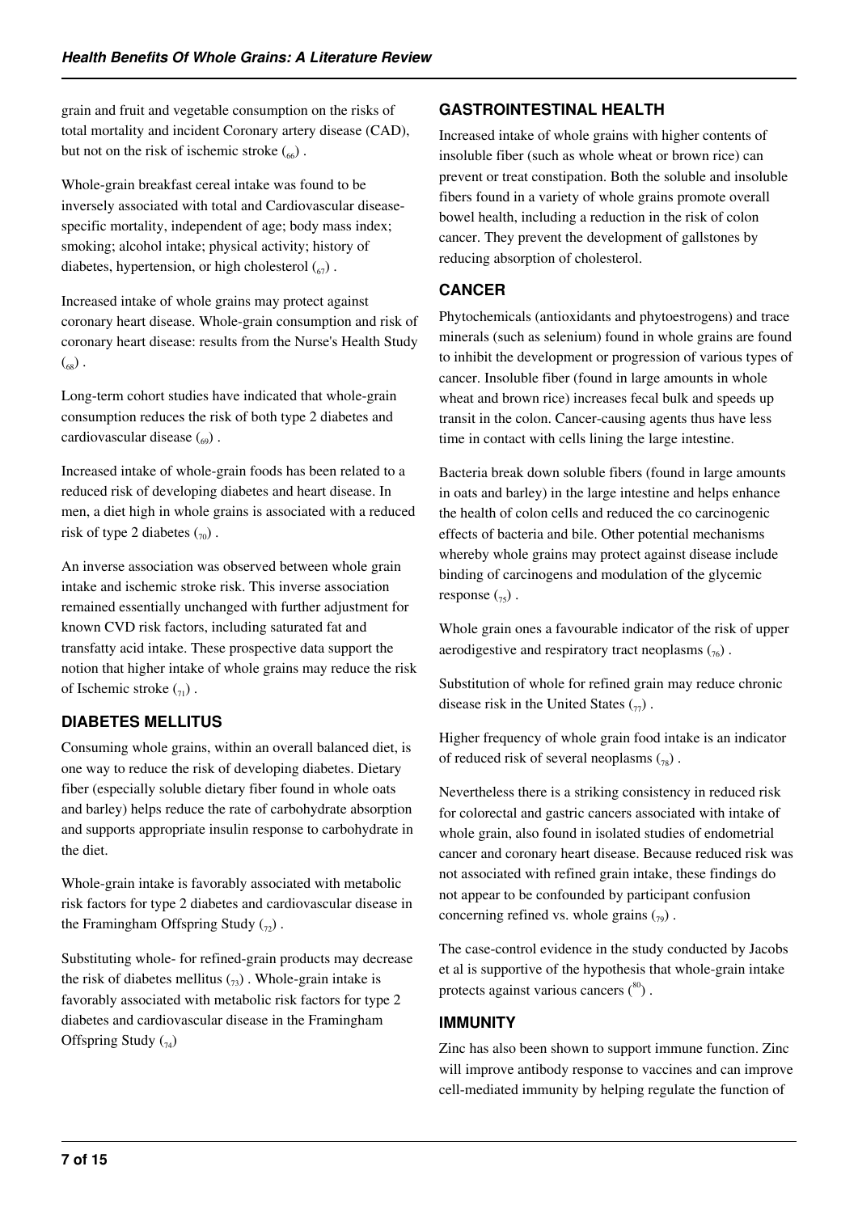grain and fruit and vegetable consumption on the risks of total mortality and incident Coronary artery disease (CAD), but not on the risk of ischemic stroke (66).

Whole-grain breakfast cereal intake was found to be inversely associated with total and Cardiovascular disease-specific mortality, independent of age; body mass index; smoking; alcohol intake; physical activity; history of diabetes, hypertension, or high cholesterol (67).

Increased intake of whole grains may protect against coronary heart disease. Whole-grain consumption and risk of coronary heart disease: results from the Nurse's Health Study (68).

Long-term cohort studies have indicated that whole-grain consumption reduces the risk of both type 2 diabetes and cardiovascular disease (69).

Increased intake of whole-grain foods has been related to a reduced risk of developing diabetes and heart disease. In men, a diet high in whole grains is associated with a reduced risk of type 2 diabetes (70).

An inverse association was observed between whole grain intake and ischemic stroke risk. This inverse association remained essentially unchanged with further adjustment for known CVD risk factors, including saturated fat and transfatty acid intake. These prospective data support the notion that higher intake of whole grains may reduce the risk of Ischemic stroke (71).

## DIABETES MELLITUS

Consuming whole grains, within an overall balanced diet, is one way to reduce the risk of developing diabetes. Dietary fiber (especially soluble dietary fiber found in whole oats and barley) helps reduce the rate of carbohydrate absorption and supports appropriate insulin response to carbohydrate in the diet.

Whole-grain intake is favorably associated with metabolic risk factors for type 2 diabetes and cardiovascular disease in the Framingham Offspring Study (72).

Substituting whole- for refined-grain products may decrease the risk of diabetes mellitus (73). Whole-grain intake is favorably associated with metabolic risk factors for type 2 diabetes and cardiovascular disease in the Framingham Offspring Study (74)

## GASTROINTESTINAL HEALTH

Increased intake of whole grains with higher contents of insoluble fiber (such as whole wheat or brown rice) can prevent or treat constipation. Both the soluble and insoluble fibers found in a variety of whole grains promote overall bowel health, including a reduction in the risk of colon cancer. They prevent the development of gallstones by reducing absorption of cholesterol.

## CANCER

Phytochemicals (antioxidants and phytoestrogens) and trace minerals (such as selenium) found in whole grains are found to inhibit the development or progression of various types of cancer. Insoluble fiber (found in large amounts in whole wheat and brown rice) increases fecal bulk and speeds up transit in the colon. Cancer-causing agents thus have less time in contact with cells lining the large intestine.

Bacteria break down soluble fibers (found in large amounts in oats and barley) in the large intestine and helps enhance the health of colon cells and reduced the co carcinogenic effects of bacteria and bile. Other potential mechanisms whereby whole grains may protect against disease include binding of carcinogens and modulation of the glycemic response (75).

Whole grain ones a favourable indicator of the risk of upper aerodigestive and respiratory tract neoplasms (76).

Substitution of whole for refined grain may reduce chronic disease risk in the United States (77).

Higher frequency of whole grain food intake is an indicator of reduced risk of several neoplasms (78).

Nevertheless there is a striking consistency in reduced risk for colorectal and gastric cancers associated with intake of whole grain, also found in isolated studies of endometrial cancer and coronary heart disease. Because reduced risk was not associated with refined grain intake, these findings do not appear to be confounded by participant confusion concerning refined vs. whole grains (79).

The case-control evidence in the study conducted by Jacobs et al is supportive of the hypothesis that whole-grain intake protects against various cancers ([80]).

## IMMUNITY

Zinc has also been shown to support immune function. Zinc will improve antibody response to vaccines and can improve cell-mediated immunity by helping regulate the function of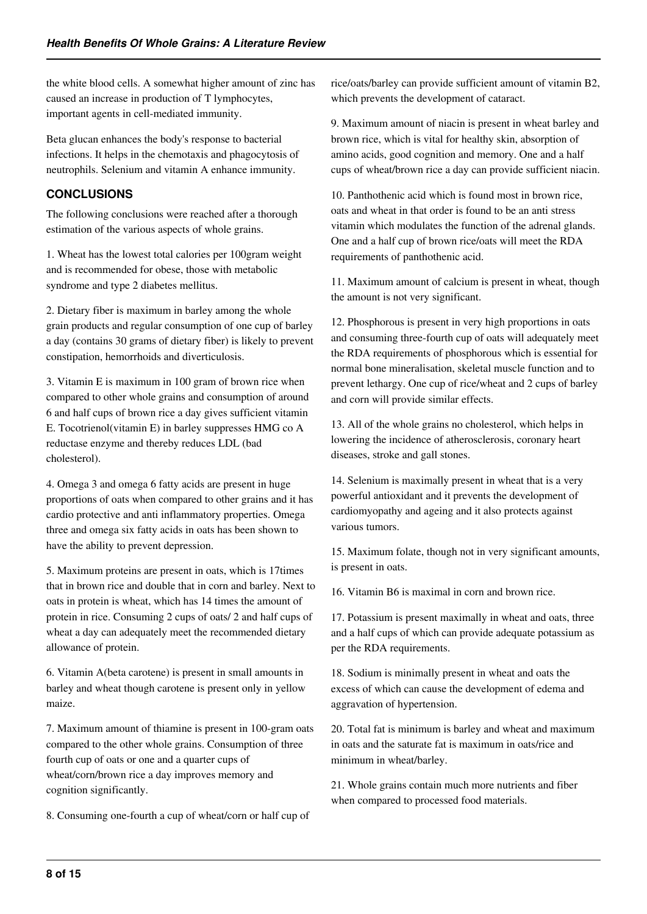the white blood cells. A somewhat higher amount of zinc has caused an increase in production of T lymphocytes, important agents in cell-mediated immunity.

Beta glucan enhances the body's response to bacterial infections. It helps in the chemotaxis and phagocytosis of neutrophils. Selenium and vitamin A enhance immunity.

## CONCLUSIONS

The following conclusions were reached after a thorough estimation of the various aspects of whole grains.

1. Wheat has the lowest total calories per 100gram weight and is recommended for obese, those with metabolic syndrome and type 2 diabetes mellitus.

2. Dietary fiber is maximum in barley among the whole grain products and regular consumption of one cup of barley a day (contains 30 grams of dietary fiber) is likely to prevent constipation, hemorrhoids and diverticulosis.

3. Vitamin E is maximum in 100 gram of brown rice when compared to other whole grains and consumption of around 6 and half cups of brown rice a day gives sufficient vitamin E. Tocotrienol(vitamin E) in barley suppresses HMG co A reductase enzyme and thereby reduces LDL (bad cholesterol).

4. Omega 3 and omega 6 fatty acids are present in huge proportions of oats when compared to other grains and it has cardio protective and anti inflammatory properties. Omega three and omega six fatty acids in oats has been shown to have the ability to prevent depression.

5. Maximum proteins are present in oats, which is 17times that in brown rice and double that in corn and barley. Next to oats in protein is wheat, which has 14 times the amount of protein in rice. Consuming 2 cups of oats/ 2 and half cups of wheat a day can adequately meet the recommended dietary allowance of protein.

6. Vitamin A(beta carotene) is present in small amounts in barley and wheat though carotene is present only in yellow maize.

7. Maximum amount of thiamine is present in 100-gram oats compared to the other whole grains. Consumption of three fourth cup of oats or one and a quarter cups of wheat/corn/brown rice a day improves memory and cognition significantly.

8. Consuming one-fourth a cup of wheat/corn or half cup of rice/oats/barley can provide sufficient amount of vitamin B2, which prevents the development of cataract.

9. Maximum amount of niacin is present in wheat barley and brown rice, which is vital for healthy skin, absorption of amino acids, good cognition and memory. One and a half cups of wheat/brown rice a day can provide sufficient niacin.

10. Panthothenic acid which is found most in brown rice, oats and wheat in that order is found to be an anti stress vitamin which modulates the function of the adrenal glands. One and a half cup of brown rice/oats will meet the RDA requirements of panthothenic acid.

11. Maximum amount of calcium is present in wheat, though the amount is not very significant.

12. Phosphorous is present in very high proportions in oats and consuming three-fourth cup of oats will adequately meet the RDA requirements of phosphorous which is essential for normal bone mineralisation, skeletal muscle function and to prevent lethargy. One cup of rice/wheat and 2 cups of barley and corn will provide similar effects.

13. All of the whole grains no cholesterol, which helps in lowering the incidence of atherosclerosis, coronary heart diseases, stroke and gall stones.

14. Selenium is maximally present in wheat that is a very powerful antioxidant and it prevents the development of cardiomyopathy and ageing and it also protects against various tumors.

15. Maximum folate, though not in very significant amounts, is present in oats.

16. Vitamin B6 is maximal in corn and brown rice.

17. Potassium is present maximally in wheat and oats, three and a half cups of which can provide adequate potassium as per the RDA requirements.

18. Sodium is minimally present in wheat and oats the excess of which can cause the development of edema and aggravation of hypertension.

20. Total fat is minimum is barley and wheat and maximum in oats and the saturate fat is maximum in oats/rice and minimum in wheat/barley.

21. Whole grains contain much more nutrients and fiber when compared to processed food materials.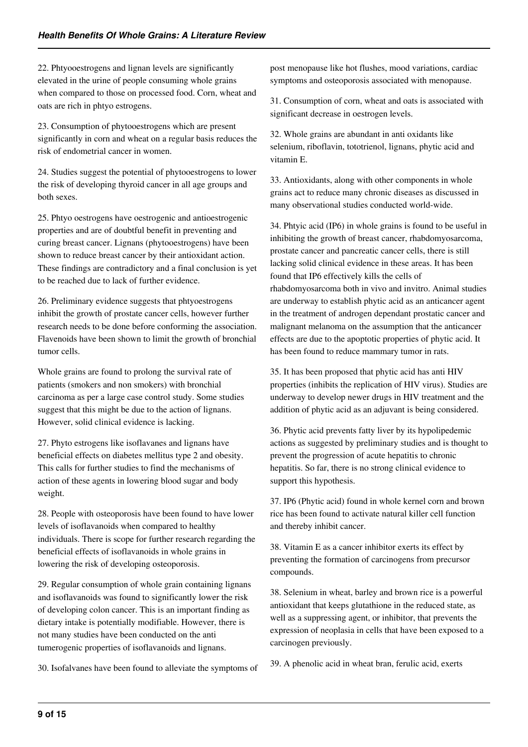22. Phtyooestrogens and lignan levels are significantly elevated in the urine of people consuming whole grains when compared to those on processed food. Corn, wheat and oats are rich in phtyo estrogens.

23. Consumption of phytooestrogens which are present significantly in corn and wheat on a regular basis reduces the risk of endometrial cancer in women.

24. Studies suggest the potential of phytooestrogens to lower the risk of developing thyroid cancer in all age groups and both sexes.

25. Phtyo oestrogens have oestrogenic and antioestrogenic properties and are of doubtful benefit in preventing and curing breast cancer. Lignans (phytooestrogens) have been shown to reduce breast cancer by their antioxidant action. These findings are contradictory and a final conclusion is yet to be reached due to lack of further evidence.

26. Preliminary evidence suggests that phtyoestrogens inhibit the growth of prostate cancer cells, however further research needs to be done before conforming the association. Flavenoids have been shown to limit the growth of bronchial tumor cells.

Whole grains are found to prolong the survival rate of patients (smokers and non smokers) with bronchial carcinoma as per a large case control study. Some studies suggest that this might be due to the action of lignans. However, solid clinical evidence is lacking.

27. Phyto estrogens like isoflavanes and lignans have beneficial effects on diabetes mellitus type 2 and obesity. This calls for further studies to find the mechanisms of action of these agents in lowering blood sugar and body weight.

28. People with osteoporosis have been found to have lower levels of isoflavanoids when compared to healthy individuals. There is scope for further research regarding the beneficial effects of isoflavanoids in whole grains in lowering the risk of developing osteoporosis.

29. Regular consumption of whole grain containing lignans and isoflavanoids was found to significantly lower the risk of developing colon cancer. This is an important finding as dietary intake is potentially modifiable. However, there is not many studies have been conducted on the anti tumerogenic properties of isoflavanoids and lignans.

30. Isofalvanes have been found to alleviate the symptoms of post menopause like hot flushes, mood variations, cardiac symptoms and osteoporosis associated with menopause.

31. Consumption of corn, wheat and oats is associated with significant decrease in oestrogen levels.

32. Whole grains are abundant in anti oxidants like selenium, riboflavin, tototrienol, lignans, phytic acid and vitamin E.

33. Antioxidants, along with other components in whole grains act to reduce many chronic diseases as discussed in many observational studies conducted world-wide.

34. Phtyic acid (IP6) in whole grains is found to be useful in inhibiting the growth of breast cancer, rhabdomyosarcoma, prostate cancer and pancreatic cancer cells, there is still lacking solid clinical evidence in these areas. It has been found that IP6 effectively kills the cells of rhabdomyosarcoma both in vivo and invitro. Animal studies are underway to establish phytic acid as an anticancer agent in the treatment of androgen dependant prostatic cancer and malignant melanoma on the assumption that the anticancer effects are due to the apoptotic properties of phytic acid. It has been found to reduce mammary tumor in rats.

35. It has been proposed that phytic acid has anti HIV properties (inhibits the replication of HIV virus). Studies are underway to develop newer drugs in HIV treatment and the addition of phytic acid as an adjuvant is being considered.

36. Phytic acid prevents fatty liver by its hypolipedemic actions as suggested by preliminary studies and is thought to prevent the progression of acute hepatitis to chronic hepatitis. So far, there is no strong clinical evidence to support this hypothesis.

37. IP6 (Phytic acid) found in whole kernel corn and brown rice has been found to activate natural killer cell function and thereby inhibit cancer.

38. Vitamin E as a cancer inhibitor exerts its effect by preventing the formation of carcinogens from precursor compounds.

38. Selenium in wheat, barley and brown rice is a powerful antioxidant that keeps glutathione in the reduced state, as well as a suppressing agent, or inhibitor, that prevents the expression of neoplasia in cells that have been exposed to a carcinogen previously.

39. A phenolic acid in wheat bran, ferulic acid, exerts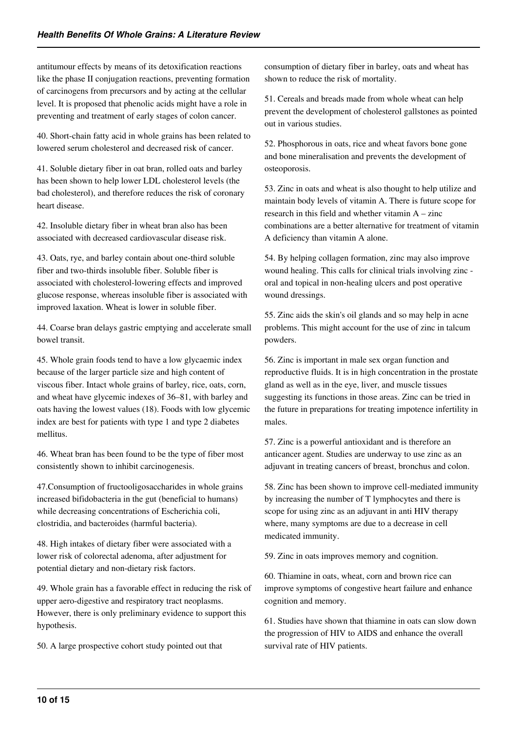antitumour effects by means of its detoxification reactions like the phase II conjugation reactions, preventing formation of carcinogens from precursors and by acting at the cellular level. It is proposed that phenolic acids might have a role in preventing and treatment of early stages of colon cancer.

40. Short-chain fatty acid in whole grains has been related to lowered serum cholesterol and decreased risk of cancer.

41. Soluble dietary fiber in oat bran, rolled oats and barley has been shown to help lower LDL cholesterol levels (the bad cholesterol), and therefore reduces the risk of coronary heart disease.

42. Insoluble dietary fiber in wheat bran also has been associated with decreased cardiovascular disease risk.

43. Oats, rye, and barley contain about one-third soluble fiber and two-thirds insoluble fiber. Soluble fiber is associated with cholesterol-lowering effects and improved glucose response, whereas insoluble fiber is associated with improved laxation. Wheat is lower in soluble fiber.

44. Coarse bran delays gastric emptying and accelerate small bowel transit.

45. Whole grain foods tend to have a low glycaemic index because of the larger particle size and high content of viscous fiber. Intact whole grains of barley, rice, oats, corn, and wheat have glycemic indexes of 36–81, with barley and oats having the lowest values (18). Foods with low glycemic index are best for patients with type 1 and type 2 diabetes mellitus.

46. Wheat bran has been found to be the type of fiber most consistently shown to inhibit carcinogenesis.

47.Consumption of fructooligosaccharides in whole grains increased bifidobacteria in the gut (beneficial to humans) while decreasing concentrations of Escherichia coli, clostridia, and bacteroides (harmful bacteria).

48. High intakes of dietary fiber were associated with a lower risk of colorectal adenoma, after adjustment for potential dietary and non-dietary risk factors.

49. Whole grain has a favorable effect in reducing the risk of upper aero-digestive and respiratory tract neoplasms. However, there is only preliminary evidence to support this hypothesis.

50. A large prospective cohort study pointed out that consumption of dietary fiber in barley, oats and wheat has shown to reduce the risk of mortality.

51. Cereals and breads made from whole wheat can help prevent the development of cholesterol gallstones as pointed out in various studies.

52. Phosphorous in oats, rice and wheat favors bone gone and bone mineralisation and prevents the development of osteoporosis.

53. Zinc in oats and wheat is also thought to help utilize and maintain body levels of vitamin A. There is future scope for research in this field and whether vitamin A – zinc combinations are a better alternative for treatment of vitamin A deficiency than vitamin A alone.

54. By helping collagen formation, zinc may also improve wound healing. This calls for clinical trials involving zinc - oral and topical in non-healing ulcers and post operative wound dressings.

55. Zinc aids the skin's oil glands and so may help in acne problems. This might account for the use of zinc in talcum powders.

56. Zinc is important in male sex organ function and reproductive fluids. It is in high concentration in the prostate gland as well as in the eye, liver, and muscle tissues suggesting its functions in those areas. Zinc can be tried in the future in preparations for treating impotence infertility in males.

57. Zinc is a powerful antioxidant and is therefore an anticancer agent. Studies are underway to use zinc as an adjuvant in treating cancers of breast, bronchus and colon.

58. Zinc has been shown to improve cell-mediated immunity by increasing the number of T lymphocytes and there is scope for using zinc as an adjuvant in anti HIV therapy where, many symptoms are due to a decrease in cell medicated immunity.

59. Zinc in oats improves memory and cognition.

60. Thiamine in oats, wheat, corn and brown rice can improve symptoms of congestive heart failure and enhance cognition and memory.

61. Studies have shown that thiamine in oats can slow down the progression of HIV to AIDS and enhance the overall survival rate of HIV patients.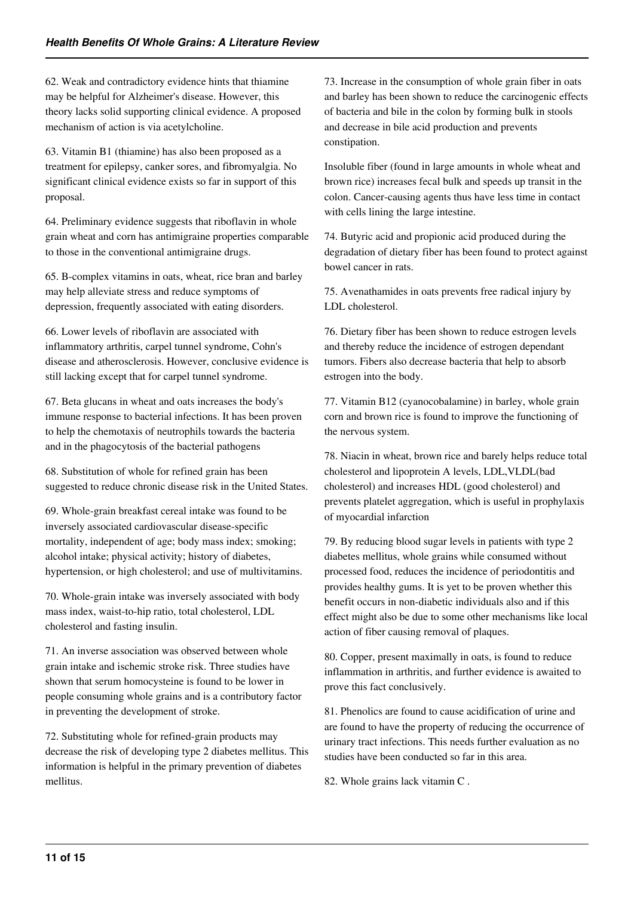62. Weak and contradictory evidence hints that thiamine may be helpful for Alzheimer's disease. However, this theory lacks solid supporting clinical evidence. A proposed mechanism of action is via acetylcholine.

63. Vitamin B1 (thiamine) has also been proposed as a treatment for epilepsy, canker sores, and fibromyalgia. No significant clinical evidence exists so far in support of this proposal.

64. Preliminary evidence suggests that riboflavin in whole grain wheat and corn has antimigraine properties comparable to those in the conventional antimigraine drugs.

65. B-complex vitamins in oats, wheat, rice bran and barley may help alleviate stress and reduce symptoms of depression, frequently associated with eating disorders.

66. Lower levels of riboflavin are associated with inflammatory arthritis, carpel tunnel syndrome, Cohn's disease and atherosclerosis. However, conclusive evidence is still lacking except that for carpel tunnel syndrome.

67. Beta glucans in wheat and oats increases the body's immune response to bacterial infections. It has been proven to help the chemotaxis of neutrophils towards the bacteria and in the phagocytosis of the bacterial pathogens

68. Substitution of whole for refined grain has been suggested to reduce chronic disease risk in the United States.

69. Whole-grain breakfast cereal intake was found to be inversely associated cardiovascular disease-specific mortality, independent of age; body mass index; smoking; alcohol intake; physical activity; history of diabetes, hypertension, or high cholesterol; and use of multivitamins.

70. Whole-grain intake was inversely associated with body mass index, waist-to-hip ratio, total cholesterol, LDL cholesterol and fasting insulin.

71. An inverse association was observed between whole grain intake and ischemic stroke risk. Three studies have shown that serum homocysteine is found to be lower in people consuming whole grains and is a contributory factor in preventing the development of stroke.

72. Substituting whole for refined-grain products may decrease the risk of developing type 2 diabetes mellitus. This information is helpful in the primary prevention of diabetes mellitus.

73. Increase in the consumption of whole grain fiber in oats and barley has been shown to reduce the carcinogenic effects of bacteria and bile in the colon by forming bulk in stools and decrease in bile acid production and prevents constipation.

Insoluble fiber (found in large amounts in whole wheat and brown rice) increases fecal bulk and speeds up transit in the colon. Cancer-causing agents thus have less time in contact with cells lining the large intestine.

74. Butyric acid and propionic acid produced during the degradation of dietary fiber has been found to protect against bowel cancer in rats.

75. Avenathamides in oats prevents free radical injury by LDL cholesterol.

76. Dietary fiber has been shown to reduce estrogen levels and thereby reduce the incidence of estrogen dependant tumors. Fibers also decrease bacteria that help to absorb estrogen into the body.

77. Vitamin B12 (cyanocobalamine) in barley, whole grain corn and brown rice is found to improve the functioning of the nervous system.

78. Niacin in wheat, brown rice and barely helps reduce total cholesterol and lipoprotein A levels, LDL,VLDL(bad cholesterol) and increases HDL (good cholesterol) and prevents platelet aggregation, which is useful in prophylaxis of myocardial infarction

79. By reducing blood sugar levels in patients with type 2 diabetes mellitus, whole grains while consumed without processed food, reduces the incidence of periodontitis and provides healthy gums. It is yet to be proven whether this benefit occurs in non-diabetic individuals also and if this effect might also be due to some other mechanisms like local action of fiber causing removal of plaques.

80. Copper, present maximally in oats, is found to reduce inflammation in arthritis, and further evidence is awaited to prove this fact conclusively.

81. Phenolics are found to cause acidification of urine and are found to have the property of reducing the occurrence of urinary tract infections. This needs further evaluation as no studies have been conducted so far in this area.

82. Whole grains lack vitamin C .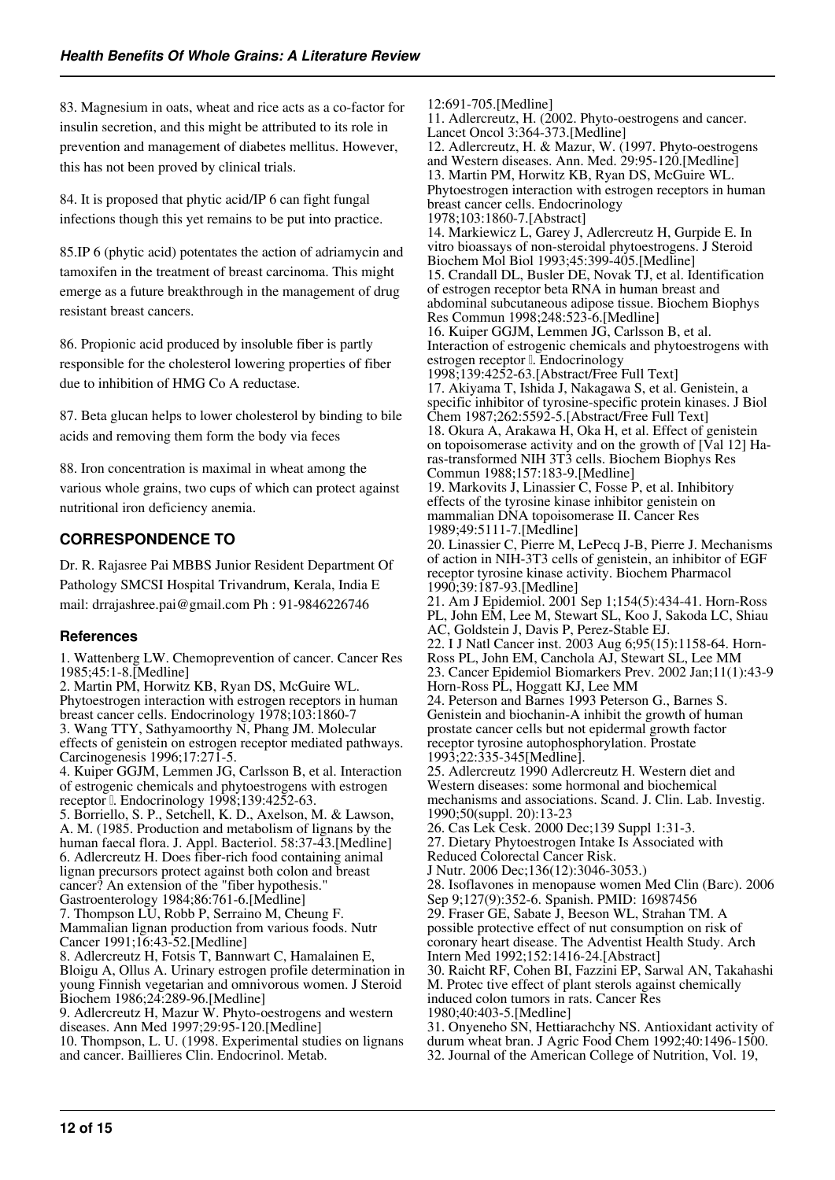83. Magnesium in oats, wheat and rice acts as a co-factor for insulin secretion, and this might be attributed to its role in prevention and management of diabetes mellitus. However, this has not been proved by clinical trials.

84. It is proposed that phytic acid/IP 6 can fight fungal infections though this yet remains to be put into practice.

85.IP 6 (phytic acid) potentates the action of adriamycin and tamoxifen in the treatment of breast carcinoma. This might emerge as a future breakthrough in the management of drug resistant breast cancers.

86. Propionic acid produced by insoluble fiber is partly responsible for the cholesterol lowering properties of fiber due to inhibition of HMG Co A reductase.

87. Beta glucan helps to lower cholesterol by binding to bile acids and removing them form the body via feces

88. Iron concentration is maximal in wheat among the various whole grains, two cups of which can protect against nutritional iron deficiency anemia.

## CORRESPONDENCE TO

Dr. R. Rajasree Pai MBBS Junior Resident Department Of Pathology SMCSI Hospital Trivandrum, Kerala, India E mail: drrajashree.pai@gmail.com Ph : 91-9846226746

### References

1. Wattenberg LW. Chemoprevention of cancer. Cancer Res 1985;45:1-8.[Medline]
2. Martin PM, Horwitz KB, Ryan DS, McGuire WL. Phytoestrogen interaction with estrogen receptors in human breast cancer cells. Endocrinology 1978;103:1860-7
3. Wang TTY, Sathyamoorthy N, Phang JM. Molecular effects of genistein on estrogen receptor mediated pathways. Carcinogenesis 1996;17:271-5.
4. Kuiper GGJM, Lemmen JG, Carlsson B, et al. Interaction of estrogenic chemicals and phytoestrogens with estrogen receptor . Endocrinology 1998;139:4252-63.
5. Borriello, S. P., Setchell, K. D., Axelson, M. & Lawson, A. M. (1985. Production and metabolism of lignans by the human faecal flora. J. Appl. Bacteriol. 58:37-43.[Medline]
6. Adlercreutz H. Does fiber-rich food containing animal lignan precursors protect against both colon and breast cancer? An extension of the "fiber hypothesis." Gastroenterology 1984;86:761-6.[Medline]
7. Thompson LU, Robb P, Serraino M, Cheung F. Mammalian lignan production from various foods. Nutr Cancer 1991;16:43-52.[Medline]
8. Adlercreutz H, Fotsis T, Bannwart C, Hamalainen E, Bloigu A, Ollus A. Urinary estrogen profile determination in young Finnish vegetarian and omnivorous women. J Steroid Biochem 1986;24:289-96.[Medline]
9. Adlercreutz H, Mazur W. Phyto-oestrogens and western diseases. Ann Med 1997;29:95-120.[Medline]
10. Thompson, L. U. (1998. Experimental studies on lignans and cancer. Baillieres Clin. Endocrinol. Metab. 12:691-705.[Medline]
11. Adlercreutz, H. (2002. Phyto-oestrogens and cancer. Lancet Oncol 3:364-373.[Medline]
12. Adlercreutz, H. & Mazur, W. (1997. Phyto-oestrogens and Western diseases. Ann. Med. 29:95-120.[Medline]
13. Martin PM, Horwitz KB, Ryan DS, McGuire WL. Phytoestrogen interaction with estrogen receptors in human breast cancer cells. Endocrinology 1978;103:1860-7.[Abstract]
14. Markiewicz L, Garey J, Adlercreutz H, Gurpide E. In vitro bioassays of non-steroidal phytoestrogens. J Steroid Biochem Mol Biol 1993;45:399-405.[Medline]
15. Crandall DL, Busler DE, Novak TJ, et al. Identification of estrogen receptor beta RNA in human breast and abdominal subcutaneous adipose tissue. Biochem Biophys Res Commun 1998;248:523-6.[Medline]
16. Kuiper GGJM, Lemmen JG, Carlsson B, et al. Interaction of estrogenic chemicals and phytoestrogens with estrogen receptor . Endocrinology 1998;139:4252-63.[Abstract/Free Full Text]
17. Akiyama T, Ishida J, Nakagawa S, et al. Genistein, a specific inhibitor of tyrosine-specific protein kinases. J Biol Chem 1987;262:5592-5.[Abstract/Free Full Text]
18. Okura A, Arakawa H, Oka H, et al. Effect of genistein on topoisomerase activity and on the growth of [Val 12] Ha-ras-transformed NIH 3T3 cells. Biochem Biophys Res Commun 1988;157:183-9.[Medline]
19. Markovits J, Linassier C, Fosse P, et al. Inhibitory effects of the tyrosine kinase inhibitor genistein on mammalian DNA topoisomerase II. Cancer Res 1989;49:5111-7.[Medline]
20. Linassier C, Pierre M, LePecq J-B, Pierre J. Mechanisms of action in NIH-3T3 cells of genistein, an inhibitor of EGF receptor tyrosine kinase activity. Biochem Pharmacol 1990;39:187-93.[Medline]
21. Am J Epidemiol. 2001 Sep 1;154(5):434-41. Horn-Ross PL, John EM, Lee M, Stewart SL, Koo J, Sakoda LC, Shiau AC, Goldstein J, Davis P, Perez-Stable EJ.
22. I J Natl Cancer inst. 2003 Aug 6;95(15):1158-64. Horn-Ross PL, John EM, Canchola AJ, Stewart SL, Lee MM
23. Cancer Epidemiol Biomarkers Prev. 2002 Jan;11(1):43-9 Horn-Ross PL, Hoggatt KJ, Lee MM
24. Peterson and Barnes 1993 Peterson G., Barnes S. Genistein and biochanin-A inhibit the growth of human prostate cancer cells but not epidermal growth factor receptor tyrosine autophosphorylation. Prostate 1993;22:335-345[Medline].
25. Adlercreutz 1990 Adlercreutz H. Western diet and Western diseases: some hormonal and biochemical mechanisms and associations. Scand. J. Clin. Lab. Investig. 1990;50(suppl. 20):13-23
26. Cas Lek Cesk. 2000 Dec;139 Suppl 1:31-3.
27. Dietary Phytoestrogen Intake Is Associated with Reduced Colorectal Cancer Risk. J Nutr. 2006 Dec;136(12):3046-3053.)
28. Isoflavones in menopause women Med Clin (Barc). 2006 Sep 9;127(9):352-6. Spanish. PMID: 16987456
29. Fraser GE, Sabate J, Beeson WL, Strahan TM. A possible protective effect of nut consumption on risk of coronary heart disease. The Adventist Health Study. Arch Intern Med 1992;152:1416-24.[Abstract]
30. Raicht RF, Cohen BI, Fazzini EP, Sarwal AN, Takahashi M. Protec tive effect of plant sterols against chemically induced colon tumors in rats. Cancer Res 1980;40:403-5.[Medline]
31. Onyeneho SN, Hettiarachchy NS. Antioxidant activity of durum wheat bran. J Agric Food Chem 1992;40:1496-1500.
32. Journal of the American College of Nutrition, Vol. 19,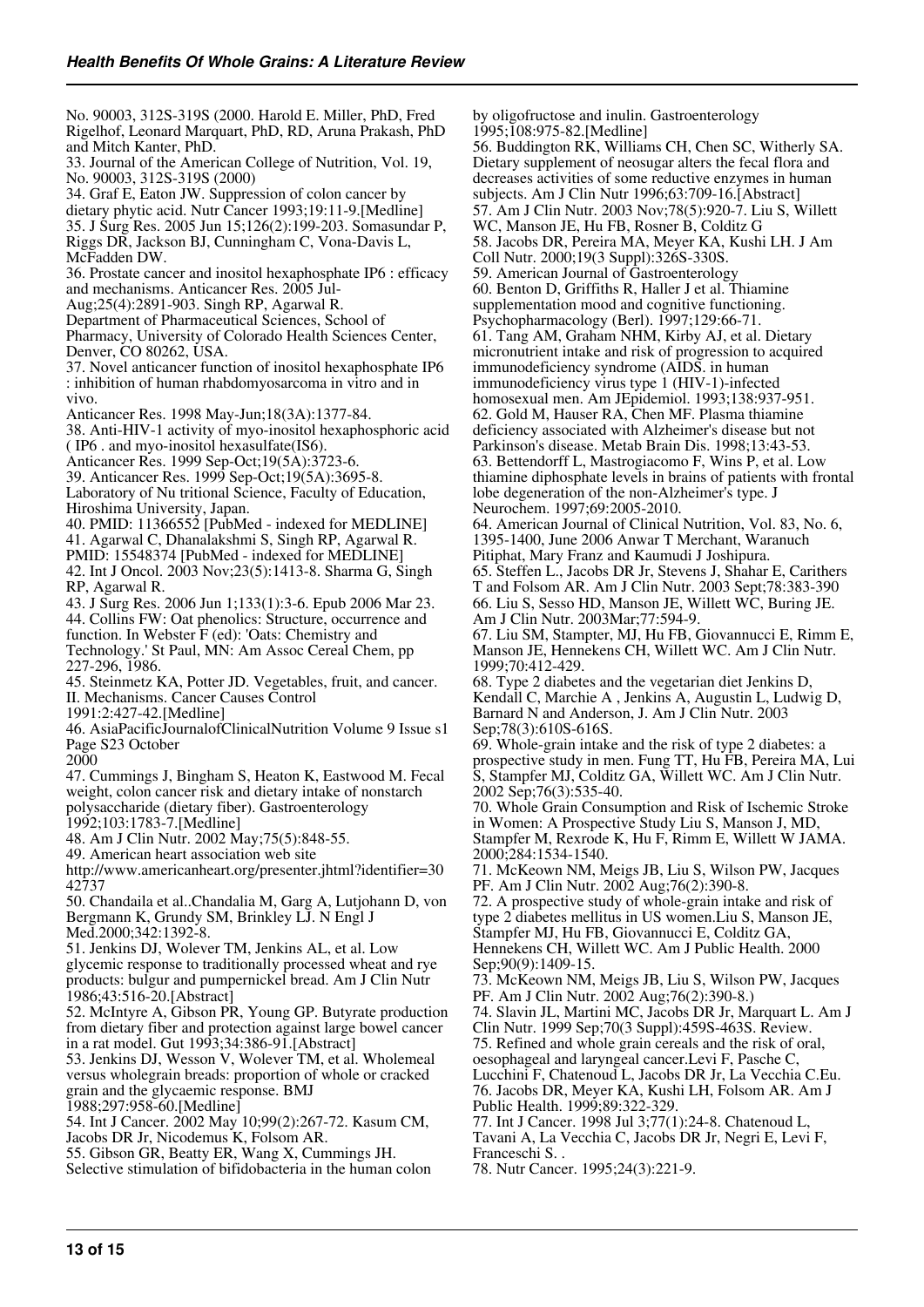No. 90003, 312S-319S (2000. Harold E. Miller, PhD, Fred Rigelhof, Leonard Marquart, PhD, RD, Aruna Prakash, PhD and Mitch Kanter, PhD.

33. Journal of the American College of Nutrition, Vol. 19, No. 90003, 312S-319S (2000)

34. Graf E, Eaton JW. Suppression of colon cancer by dietary phytic acid. Nutr Cancer 1993;19:11-9.[Medline]

35. J Surg Res. 2005 Jun 15;126(2):199-203. Somasundar P, Riggs DR, Jackson BJ, Cunningham C, Vona-Davis L, McFadden DW.

36. Prostate cancer and inositol hexaphosphate IP6 : efficacy and mechanisms. Anticancer Res. 2005 Jul-Aug;25(4):2891-903. Singh RP, Agarwal R. Department of Pharmaceutical Sciences, School of Pharmacy, University of Colorado Health Sciences Center, Denver, CO 80262, USA.

37. Novel anticancer function of inositol hexaphosphate IP6 : inhibition of human rhabdomyosarcoma in vitro and in vivo.
Anticancer Res. 1998 May-Jun;18(3A):1377-84.

38. Anti-HIV-1 activity of myo-inositol hexaphosphoric acid ( IP6 . and myo-inositol hexasulfate(IS6).
Anticancer Res. 1999 Sep-Oct;19(5A):3723-6.

39. Anticancer Res. 1999 Sep-Oct;19(5A):3695-8. Laboratory of Nu tritional Science, Faculty of Education, Hiroshima University, Japan.

40. PMID: 11366552 [PubMed - indexed for MEDLINE]

41. Agarwal C, Dhanalakshmi S, Singh RP, Agarwal R. PMID: 15548374 [PubMed - indexed for MEDLINE]

42. Int J Oncol. 2003 Nov;23(5):1413-8. Sharma G, Singh RP, Agarwal R.

43. J Surg Res. 2006 Jun 1;133(1):3-6. Epub 2006 Mar 23.

44. Collins FW: Oat phenolics: Structure, occurrence and function. In Webster F (ed): 'Oats: Chemistry and Technology.' St Paul, MN: Am Assoc Cereal Chem, pp 227-296, 1986.

45. Steinmetz KA, Potter JD. Vegetables, fruit, and cancer. II. Mechanisms. Cancer Causes Control 1991:2:427-42.[Medline]

46. AsiaPacificJournalofClinicalNutrition Volume 9 Issue s1 Page S23 October 2000

47. Cummings J, Bingham S, Heaton K, Eastwood M. Fecal weight, colon cancer risk and dietary intake of nonstarch polysaccharide (dietary fiber). Gastroenterology 1992;103:1783-7.[Medline]

48. Am J Clin Nutr. 2002 May;75(5):848-55.

49. American heart association web site http://www.americanheart.org/presenter.jhtml?identifier=3042737

50. Chandaila et al..Chandalia M, Garg A, Lutjohann D, von Bergmann K, Grundy SM, Brinkley LJ. N Engl J Med.2000;342:1392-8.

51. Jenkins DJ, Wolever TM, Jenkins AL, et al. Low glycemic response to traditionally processed wheat and rye products: bulgur and pumpernickel bread. Am J Clin Nutr 1986;43:516-20.[Abstract]

52. McIntyre A, Gibson PR, Young GP. Butyrate production from dietary fiber and protection against large bowel cancer in a rat model. Gut 1993;34:386-91.[Abstract]

53. Jenkins DJ, Wesson V, Wolever TM, et al. Wholemeal versus wholegrain breads: proportion of whole or cracked grain and the glycaemic response. BMJ 1988;297:958-60.[Medline]

54. Int J Cancer. 2002 May 10;99(2):267-72. Kasum CM, Jacobs DR Jr, Nicodemus K, Folsom AR.

55. Gibson GR, Beatty ER, Wang X, Cummings JH. Selective stimulation of bifidobacteria in the human colon by oligofructose and inulin. Gastroenterology 1995;108:975-82.[Medline]

56. Buddington RK, Williams CH, Chen SC, Witherly SA. Dietary supplement of neosugar alters the fecal flora and decreases activities of some reductive enzymes in human subjects. Am J Clin Nutr 1996;63:709-16.[Abstract]

57. Am J Clin Nutr. 2003 Nov;78(5):920-7. Liu S, Willett WC, Manson JE, Hu FB, Rosner B, Colditz G

58. Jacobs DR, Pereira MA, Meyer KA, Kushi LH. J Am Coll Nutr. 2000;19(3 Suppl):326S-330S.

59. American Journal of Gastroenterology

60. Benton D, Griffiths R, Haller J et al. Thiamine supplementation mood and cognitive functioning. Psychopharmacology (Berl). 1997;129:66-71.

61. Tang AM, Graham NHM, Kirby AJ, et al. Dietary micronutrient intake and risk of progression to acquired immunodeficiency syndrome (AIDS. in human immunodeficiency virus type 1 (HIV-1)-infected homosexual men. Am JEpidemiol. 1993;138:937-951.

62. Gold M, Hauser RA, Chen MF. Plasma thiamine deficiency associated with Alzheimer's disease but not Parkinson's disease. Metab Brain Dis. 1998;13:43-53.

63. Bettendorff L, Mastrogiacomo F, Wins P, et al. Low thiamine diphosphate levels in brains of patients with frontal lobe degeneration of the non-Alzheimer's type. J Neurochem. 1997;69:2005-2010.

64. American Journal of Clinical Nutrition, Vol. 83, No. 6, 1395-1400, June 2006 Anwar T Merchant, Waranuch Pitiphat, Mary Franz and Kaumudi J Joshipura.

65. Steffen L., Jacobs DR Jr, Stevens J, Shahar E, Carithers T and Folsom AR. Am J Clin Nutr. 2003 Sept;78:383-390

66. Liu S, Sesso HD, Manson JE, Willett WC, Buring JE. Am J Clin Nutr. 2003Mar;77:594-9.

67. Liu SM, Stampter, MJ, Hu FB, Giovannucci E, Rimm E, Manson JE, Hennekens CH, Willett WC. Am J Clin Nutr. 1999;70:412-429.

68. Type 2 diabetes and the vegetarian diet Jenkins D, Kendall C, Marchie A , Jenkins A, Augustin L, Ludwig D, Barnard N and Anderson, J. Am J Clin Nutr. 2003 Sep;78(3):610S-616S.

69. Whole-grain intake and the risk of type 2 diabetes: a prospective study in men. Fung TT, Hu FB, Pereira MA, Lui S, Stampfer MJ, Colditz GA, Willett WC. Am J Clin Nutr. 2002 Sep;76(3):535-40.

70. Whole Grain Consumption and Risk of Ischemic Stroke in Women: A Prospective Study Liu S, Manson J, MD, Stampfer M, Rexrode K, Hu F, Rimm E, Willett W JAMA. 2000;284:1534-1540.

71. McKeown NM, Meigs JB, Liu S, Wilson PW, Jacques PF. Am J Clin Nutr. 2002 Aug;76(2):390-8.

72. A prospective study of whole-grain intake and risk of type 2 diabetes mellitus in US women.Liu S, Manson JE, Stampfer MJ, Hu FB, Giovannucci E, Colditz GA, Hennekens CH, Willett WC. Am J Public Health. 2000 Sep;90(9):1409-15.

73. McKeown NM, Meigs JB, Liu S, Wilson PW, Jacques PF. Am J Clin Nutr. 2002 Aug;76(2):390-8.)

74. Slavin JL, Martini MC, Jacobs DR Jr, Marquart L. Am J Clin Nutr. 1999 Sep;70(3 Suppl):459S-463S. Review.

75. Refined and whole grain cereals and the risk of oral, oesophageal and laryngeal cancer.Levi F, Pasche C, Lucchini F, Chatenoud L, Jacobs DR Jr, La Vecchia C.Eu.

76. Jacobs DR, Meyer KA, Kushi LH, Folsom AR. Am J Public Health. 1999;89:322-329.

77. Int J Cancer. 1998 Jul 3;77(1):24-8. Chatenoud L, Tavani A, La Vecchia C, Jacobs DR Jr, Negri E, Levi F, Franceschi S. .

78. Nutr Cancer. 1995;24(3):221-9.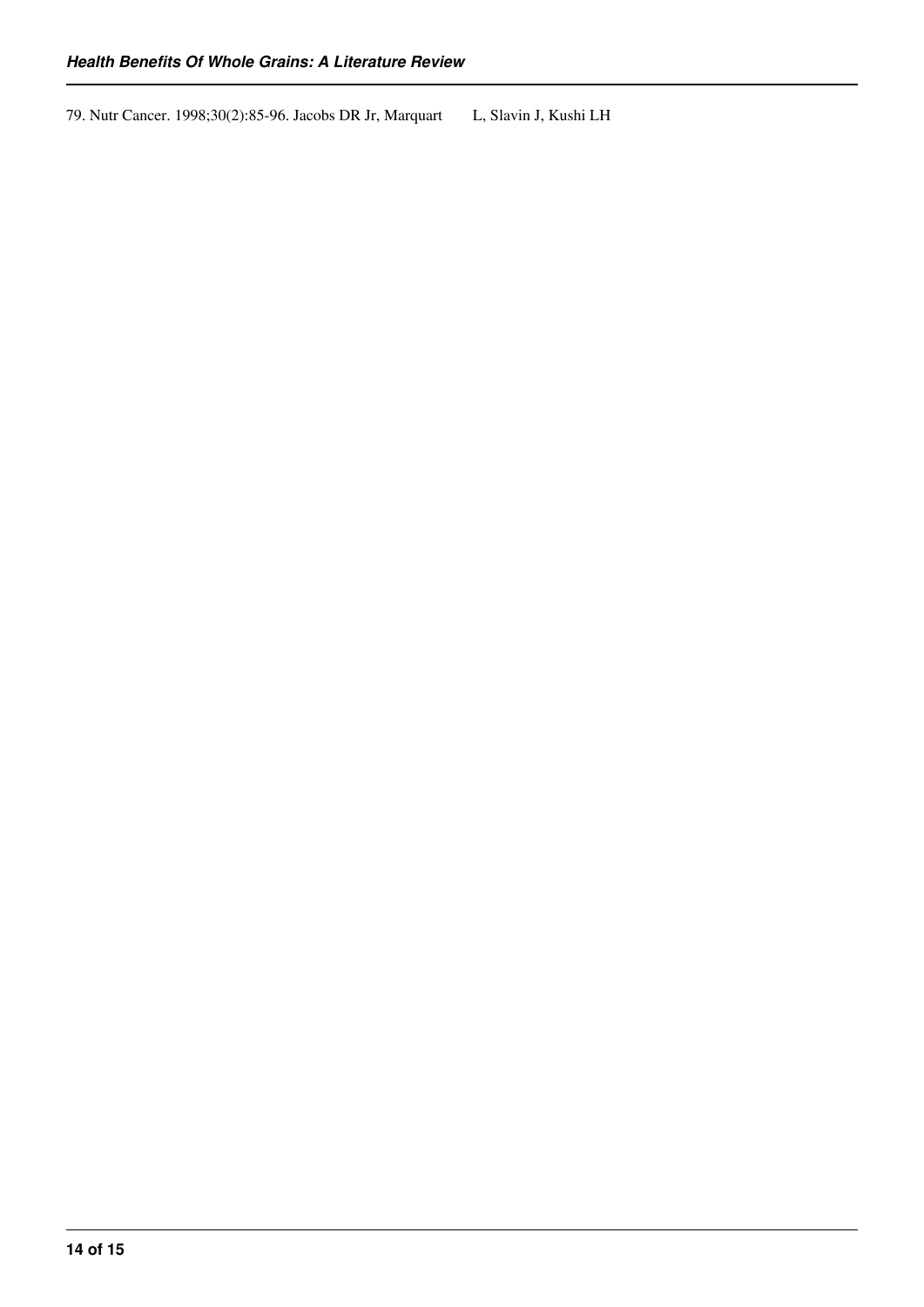79. Nutr Cancer. 1998;30(2):85-96. Jacobs DR Jr, Marquart L, Slavin J, Kushi LH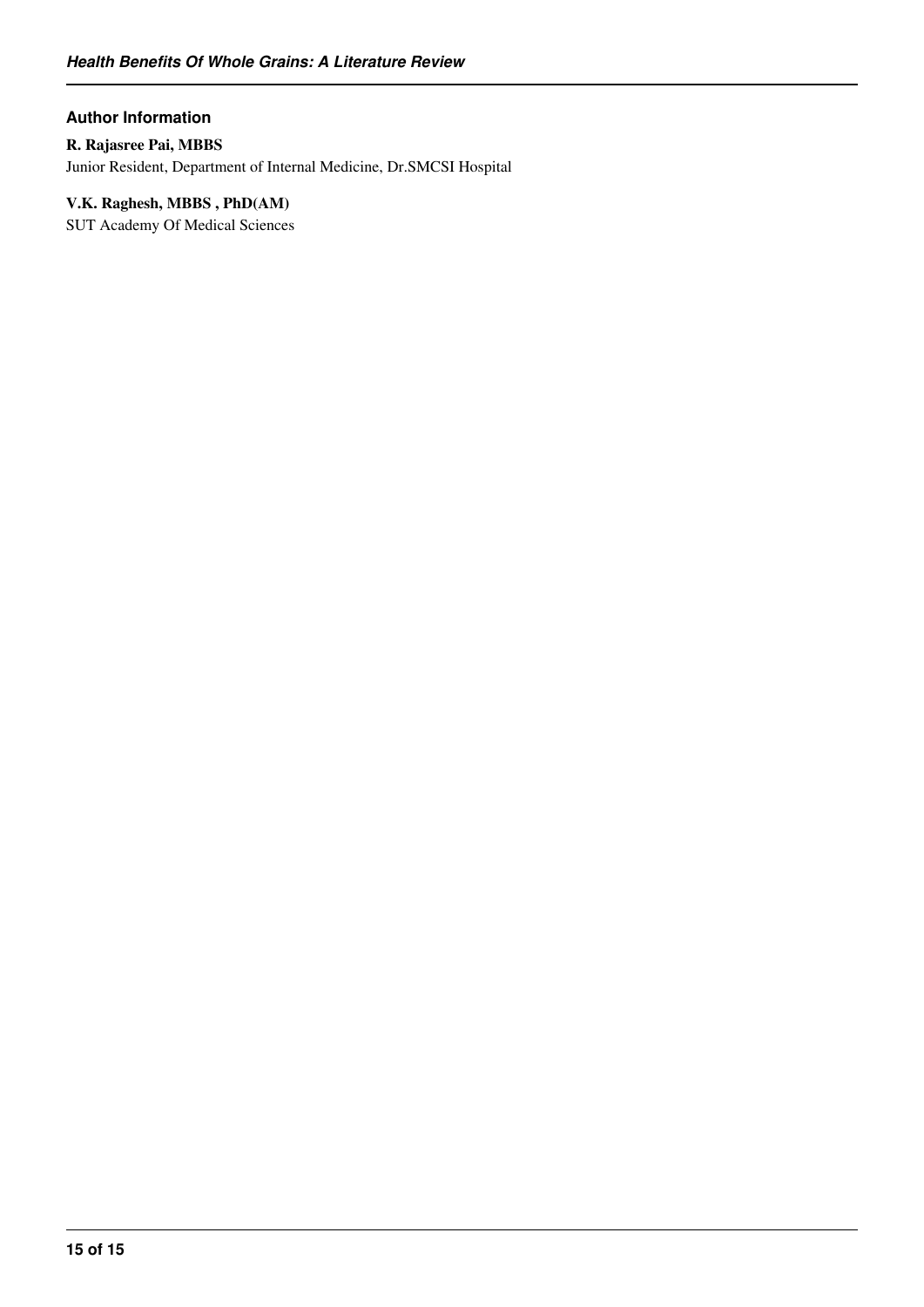## Author Information

**R. Rajasree Pai, MBBS**
Junior Resident, Department of Internal Medicine, Dr.SMCSI Hospital

**V.K. Raghesh, MBBS , PhD(AM)**
SUT Academy Of Medical Sciences